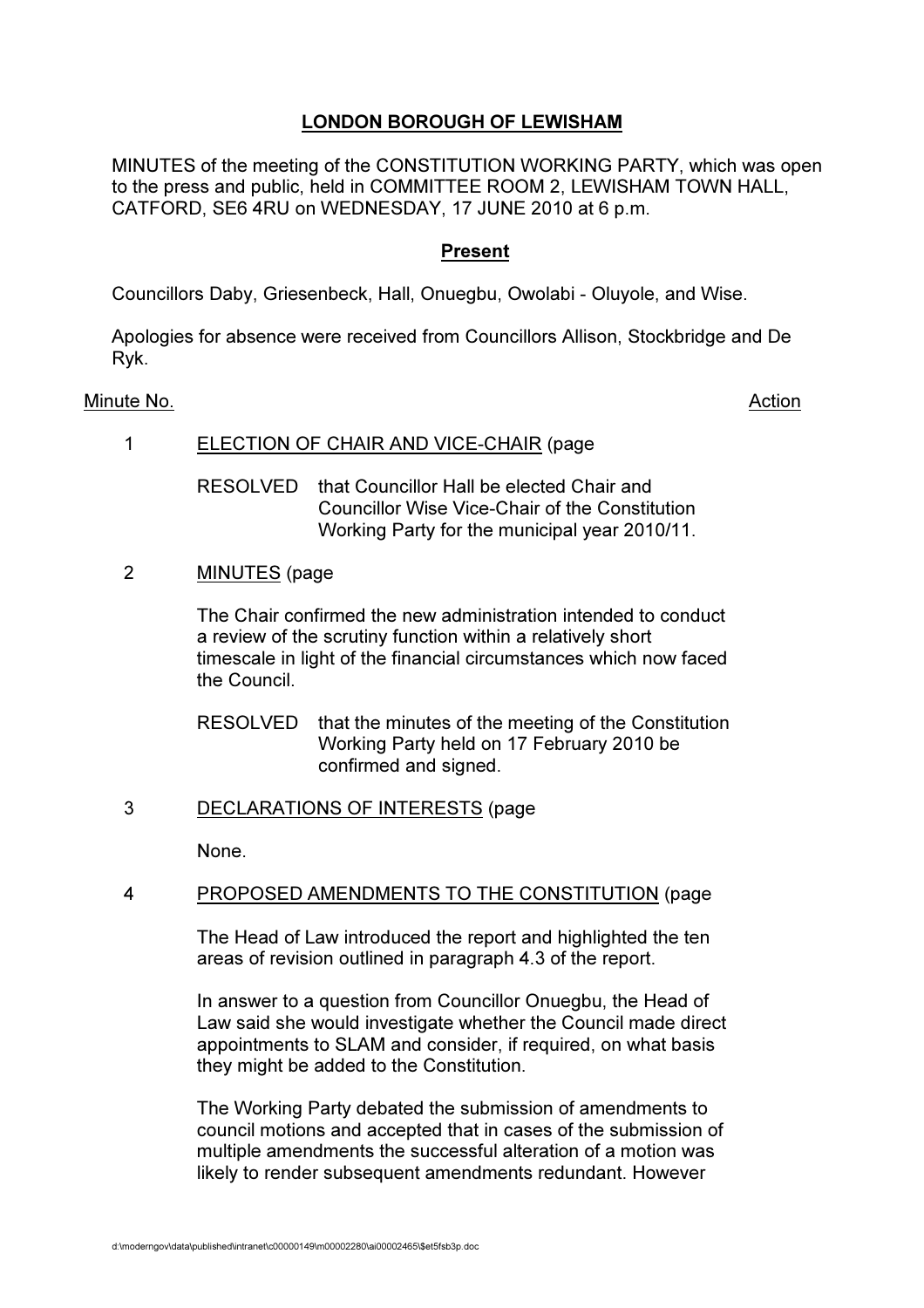# LONDON BOROUGH OF LEWISHAM

MINUTES of the meeting of the CONSTITUTION WORKING PARTY, which was open to the press and public, held in COMMITTEE ROOM 2, LEWISHAM TOWN HALL, CATFORD, SE6 4RU on WEDNESDAY, 17 JUNE 2010 at 6 p.m.

## Present

Councillors Daby, Griesenbeck, Hall, Onuegbu, Owolabi - Oluyole, and Wise.

Apologies for absence were received from Councillors Allison, Stockbridge and De Ryk.

Minute No. Action

1 ELECTION OF CHAIR AND VICE-CHAIR (page

RESOLVED that Councillor Hall be elected Chair and Councillor Wise Vice-Chair of the Constitution Working Party for the municipal year 2010/11.

2 MINUTES (page

The Chair confirmed the new administration intended to conduct a review of the scrutiny function within a relatively short timescale in light of the financial circumstances which now faced the Council.

RESOLVED that the minutes of the meeting of the Constitution Working Party held on 17 February 2010 be confirmed and signed.

3 DECLARATIONS OF INTERESTS (page

None.

4 PROPOSED AMENDMENTS TO THE CONSTITUTION (page

The Head of Law introduced the report and highlighted the ten areas of revision outlined in paragraph 4.3 of the report.

In answer to a question from Councillor Onuegbu, the Head of Law said she would investigate whether the Council made direct appointments to SLAM and consider, if required, on what basis they might be added to the Constitution.

The Working Party debated the submission of amendments to council motions and accepted that in cases of the submission of multiple amendments the successful alteration of a motion was likely to render subsequent amendments redundant. However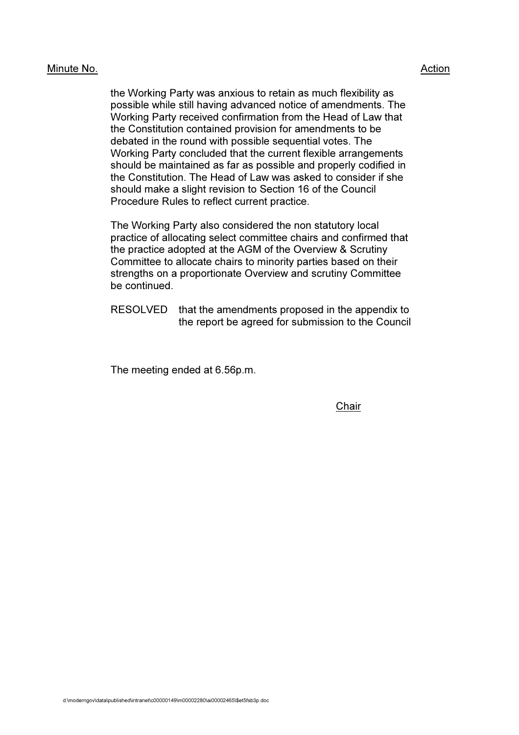Minute No. Action

the Working Party was anxious to retain as much flexibility as possible while still having advanced notice of amendments. The Working Party received confirmation from the Head of Law that the Constitution contained provision for amendments to be debated in the round with possible sequential votes. The Working Party concluded that the current flexible arrangements should be maintained as far as possible and properly codified in the Constitution. The Head of Law was asked to consider if she should make a slight revision to Section 16 of the Council Procedure Rules to reflect current practice.

The Working Party also considered the non statutory local practice of allocating select committee chairs and confirmed that the practice adopted at the AGM of the Overview & Scrutiny Committee to allocate chairs to minority parties based on their strengths on a proportionate Overview and scrutiny Committee be continued.

RESOLVED that the amendments proposed in the appendix to the report be agreed for submission to the Council

The meeting ended at 6.56p.m.

Chair

d:\moderngov\data\published\intranet\c00000149\m00002280\ai00002465\$et5fsb3p.doc